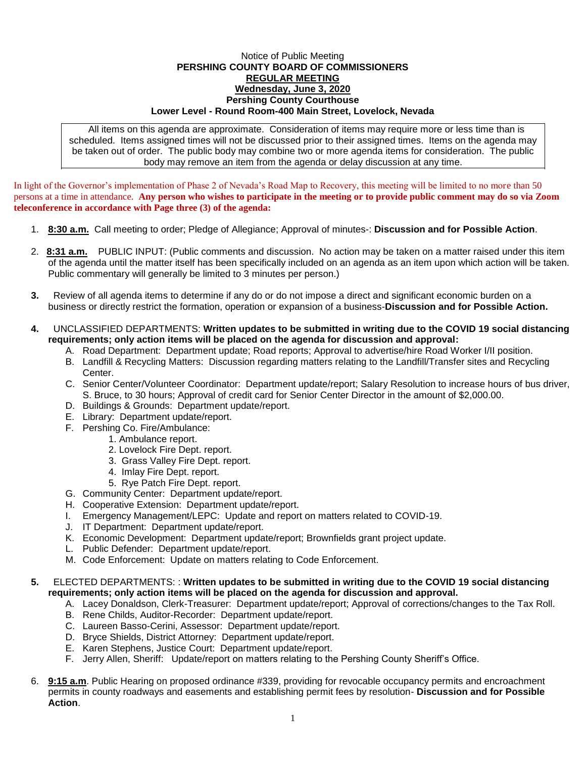Notice of Public Meeting

**PERSHING COUNTY BOARD OF COMMISSIONERS**

**REGULAR MEETING**

**Wednesday, June 3, 2020**

**Pershing County Courthouse**

**Lower Level - Round Room-400 Main Street, Lovelock, Nevada**

All items on this agenda are approximate. Consideration of items may require more or less time than is scheduled. Items assigned times will not be discussed prior to their assigned times. Items on the agenda may be taken out of order. The public body may combine two or more agenda items for consideration. The public body may remove an item from the agenda or delay discussion at any time.

In light of the Governor's implementation of Phase 2 of Nevada's Road Map to Recovery, this meeting will be limited to no more than 50 persons at a time in attendance. **Any person who wishes to participate in the meeting or to provide public comment may do so via Zoom teleconference in accordance with Page three (3) of the agenda:**

1. **8:30 a.m.** Call meeting to order; Pledge of Allegiance; Approval of minutes-: **Discussion and for Possible Action**.

2. **8:31 a.m.** PUBLIC INPUT: (Public comments and discussion. No action may be taken on a matter raised under this item of the agenda until the matter itself has been specifically included on an agenda as an item upon which action will be taken. Public commentary will generally be limited to 3 minutes per person.)

3. Review of all agenda items to determine if any do or do not impose a direct and significant economic burden on a business or directly restrict the formation, operation or expansion of a business-**Discussion and for Possible Action.**

4. UNCLASSIFIED DEPARTMENTS: **Written updates to be submitted in writing due to the COVID 19 social distancing requirements; only action items will be placed on the agenda for discussion and approval:**
   - A. Road Department: Department update; Road reports; Approval to advertise/hire Road Worker I/II position.
   - B. Landfill & Recycling Matters: Discussion regarding matters relating to the Landfill/Transfer sites and Recycling Center.
   - C. Senior Center/Volunteer Coordinator: Department update/report; Salary Resolution to increase hours of bus driver, S. Bruce, to 30 hours; Approval of credit card for Senior Center Director in the amount of $2,000.00.
   - D. Buildings & Grounds: Department update/report.
   - E. Library: Department update/report.
   - F. Pershing Co. Fire/Ambulance:
     1. Ambulance report.
     2. Lovelock Fire Dept. report.
     3. Grass Valley Fire Dept. report.
     4. Imlay Fire Dept. report.
     5. Rye Patch Fire Dept. report.
   - G. Community Center: Department update/report.
   - H. Cooperative Extension: Department update/report.
   - I. Emergency Management/LEPC: Update and report on matters related to COVID-19.
   - J. IT Department: Department update/report.
   - K. Economic Development: Department update/report; Brownfields grant project update.
   - L. Public Defender: Department update/report.
   - M. Code Enforcement: Update on matters relating to Code Enforcement.

5. ELECTED DEPARTMENTS: : **Written updates to be submitted in writing due to the COVID 19 social distancing requirements; only action items will be placed on the agenda for discussion and approval.**
   - A. Lacey Donaldson, Clerk-Treasurer: Department update/report; Approval of corrections/changes to the Tax Roll.
   - B. Rene Childs, Auditor-Recorder: Department update/report.
   - C. Laureen Basso-Cerini, Assessor: Department update/report.
   - D. Bryce Shields, District Attorney: Department update/report.
   - E. Karen Stephens, Justice Court: Department update/report.
   - F. Jerry Allen, Sheriff: Update/report on matters relating to the Pershing County Sheriff's Office.

6. **9:15 a.m**. Public Hearing on proposed ordinance #339, providing for revocable occupancy permits and encroachment permits in county roadways and easements and establishing permit fees by resolution- **Discussion and for Possible Action**.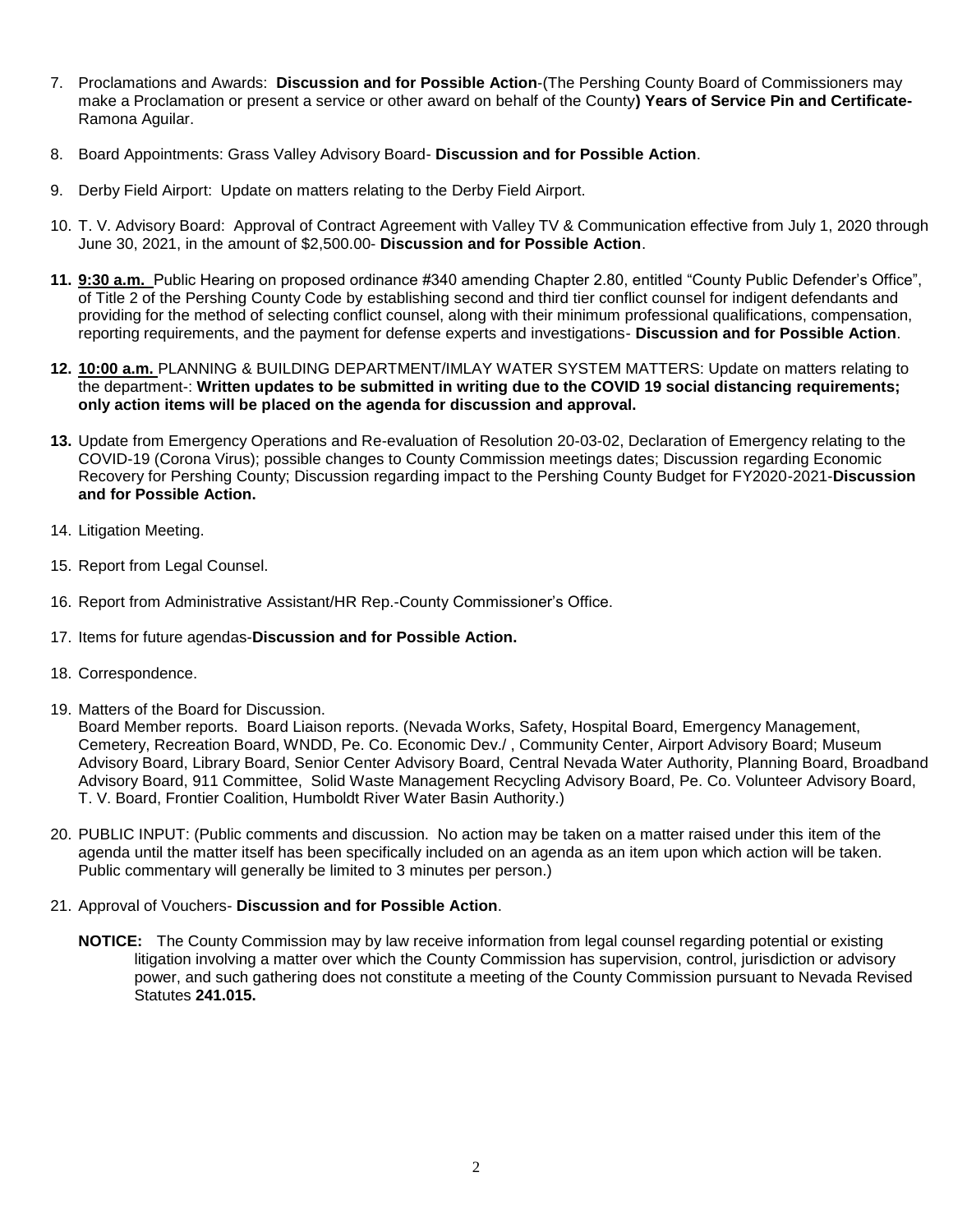7. Proclamations and Awards: **Discussion and for Possible Action**-(The Pershing County Board of Commissioners may make a Proclamation or present a service or other award on behalf of the County**) Years of Service Pin and Certificate-** Ramona Aguilar.

8. Board Appointments: Grass Valley Advisory Board- **Discussion and for Possible Action**.

9. Derby Field Airport: Update on matters relating to the Derby Field Airport.

10. T. V. Advisory Board: Approval of Contract Agreement with Valley TV & Communication effective from July 1, 2020 through June 30, 2021, in the amount of $2,500.00- **Discussion and for Possible Action**.

11. **9:30 a.m.** Public Hearing on proposed ordinance #340 amending Chapter 2.80, entitled "County Public Defender's Office", of Title 2 of the Pershing County Code by establishing second and third tier conflict counsel for indigent defendants and providing for the method of selecting conflict counsel, along with their minimum professional qualifications, compensation, reporting requirements, and the payment for defense experts and investigations- **Discussion and for Possible Action**.

12. **10:00 a.m.** PLANNING & BUILDING DEPARTMENT/IMLAY WATER SYSTEM MATTERS: Update on matters relating to the department-: **Written updates to be submitted in writing due to the COVID 19 social distancing requirements; only action items will be placed on the agenda for discussion and approval.**

13. Update from Emergency Operations and Re-evaluation of Resolution 20-03-02, Declaration of Emergency relating to the COVID-19 (Corona Virus); possible changes to County Commission meetings dates; Discussion regarding Economic Recovery for Pershing County; Discussion regarding impact to the Pershing County Budget for FY2020-2021-**Discussion and for Possible Action.**

14. Litigation Meeting.

15. Report from Legal Counsel.

16. Report from Administrative Assistant/HR Rep.-County Commissioner's Office.

17. Items for future agendas-**Discussion and for Possible Action.**

18. Correspondence.

19. Matters of the Board for Discussion.
    Board Member reports. Board Liaison reports. (Nevada Works, Safety, Hospital Board, Emergency Management, Cemetery, Recreation Board, WNDD, Pe. Co. Economic Dev./ , Community Center, Airport Advisory Board; Museum Advisory Board, Library Board, Senior Center Advisory Board, Central Nevada Water Authority, Planning Board, Broadband Advisory Board, 911 Committee, Solid Waste Management Recycling Advisory Board, Pe. Co. Volunteer Advisory Board, T. V. Board, Frontier Coalition, Humboldt River Water Basin Authority.)

20. PUBLIC INPUT: (Public comments and discussion. No action may be taken on a matter raised under this item of the agenda until the matter itself has been specifically included on an agenda as an item upon which action will be taken. Public commentary will generally be limited to 3 minutes per person.)

21. Approval of Vouchers- **Discussion and for Possible Action**.

    **NOTICE:** The County Commission may by law receive information from legal counsel regarding potential or existing litigation involving a matter over which the County Commission has supervision, control, jurisdiction or advisory power, and such gathering does not constitute a meeting of the County Commission pursuant to Nevada Revised Statutes **241.015.**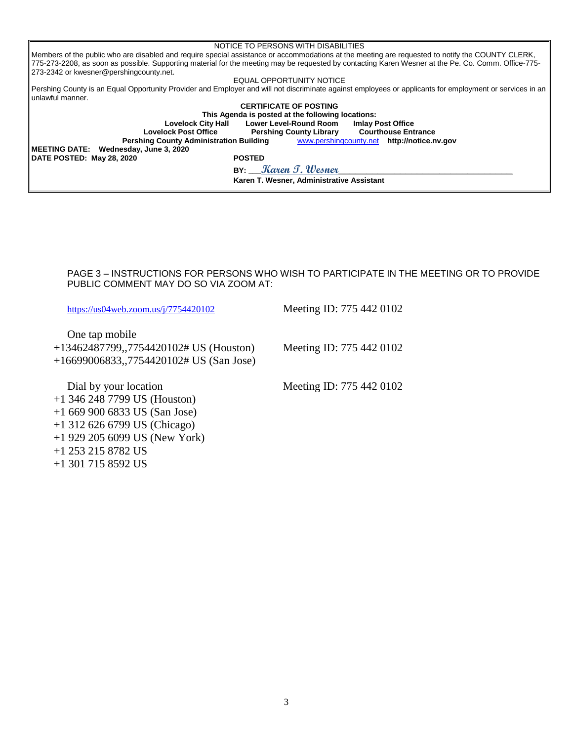NOTICE TO PERSONS WITH DISABILITIES

Members of the public who are disabled and require special assistance or accommodations at the meeting are requested to notify the COUNTY CLERK, 775-273-2208, as soon as possible. Supporting material for the meeting may be requested by contacting Karen Wesner at the Pe. Co. Comm. Office-775-273-2342 or kwesner@pershingcounty.net.

EQUAL OPPORTUNITY NOTICE

Pershing County is an Equal Opportunity Provider and Employer and will not discriminate against employees or applicants for employment or services in an unlawful manner.

**CERTIFICATE OF POSTING**

**This Agenda is posted at the following locations:**

**Lovelock City Hall** **Lower Level-Round Room** **Imlay Post Office**
**Lovelock Post Office** **Pershing County Library** **Courthouse Entrance**
**Pershing County Administration Building** www.pershingcounty.net **http://notice.nv.gov**

**MEETING DATE: Wednesday, June 3, 2020**

**DATE POSTED: May 28, 2020**

**POSTED**

**BY:** *Karen T. Wesner*

**Karen T. Wesner, Administrative Assistant**

PAGE 3 – INSTRUCTIONS FOR PERSONS WHO WISH TO PARTICIPATE IN THE MEETING OR TO PROVIDE PUBLIC COMMENT MAY DO SO VIA ZOOM AT:

https://us04web.zoom.us/j/7754420102 Meeting ID: 775 442 0102

One tap mobile
+13462487799,,7754420102# US (Houston) Meeting ID: 775 442 0102
+16699006833,,7754420102# US (San Jose)

Dial by your location Meeting ID: 775 442 0102
+1 346 248 7799 US (Houston)
+1 669 900 6833 US (San Jose)
+1 312 626 6799 US (Chicago)
+1 929 205 6099 US (New York)
+1 253 215 8782 US
+1 301 715 8592 US